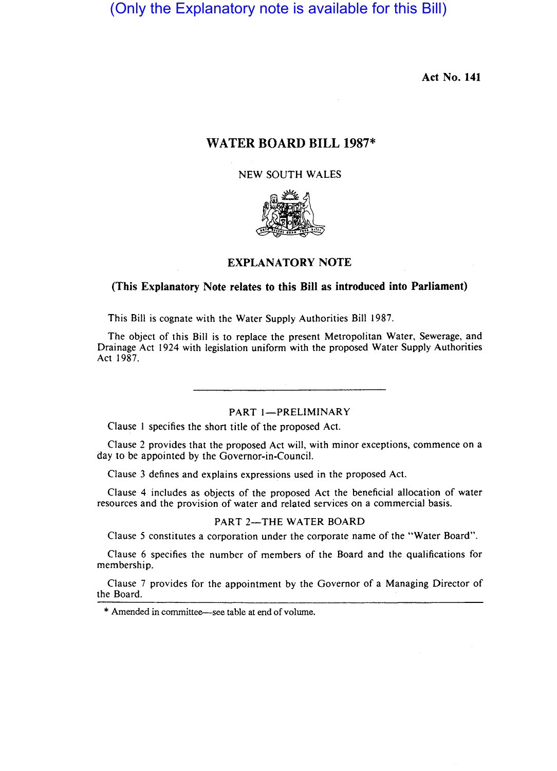(Only the Explanatory note is available for this Bill)

Act No. 141

# WATER BOARD BILL 1987*

NEW SOUTH WALES

## EXPLANATORY NOTE

**(This Explanatory Note relates to this Bill as introduced into Parliament)**

This Bill is cognate with the Water Supply Authorities Bill 1987.

The object of this Bill is to replace the present Metropolitan Water, Sewerage, and Drainage Act 1924 with legislation uniform with the proposed Water Supply Authorities Act 1987.

---

### PART 1—PRELIMINARY

Clause 1 specifies the short title of the proposed Act.

Clause 2 provides that the proposed Act will, with minor exceptions, commence on a day to be appointed by the Governor-in-Council.

Clause 3 defines and explains expressions used in the proposed Act.

Clause 4 includes as objects of the proposed Act the beneficial allocation of water resources and the provision of water and related services on a commercial basis.

### PART 2—THE WATER BOARD

Clause 5 constitutes a corporation under the corporate name of the "Water Board".

Clause 6 specifies the number of members of the Board and the qualifications for membership.

Clause 7 provides for the appointment by the Governor of a Managing Director of the Board.

---

* Amended in committee—see table at end of volume.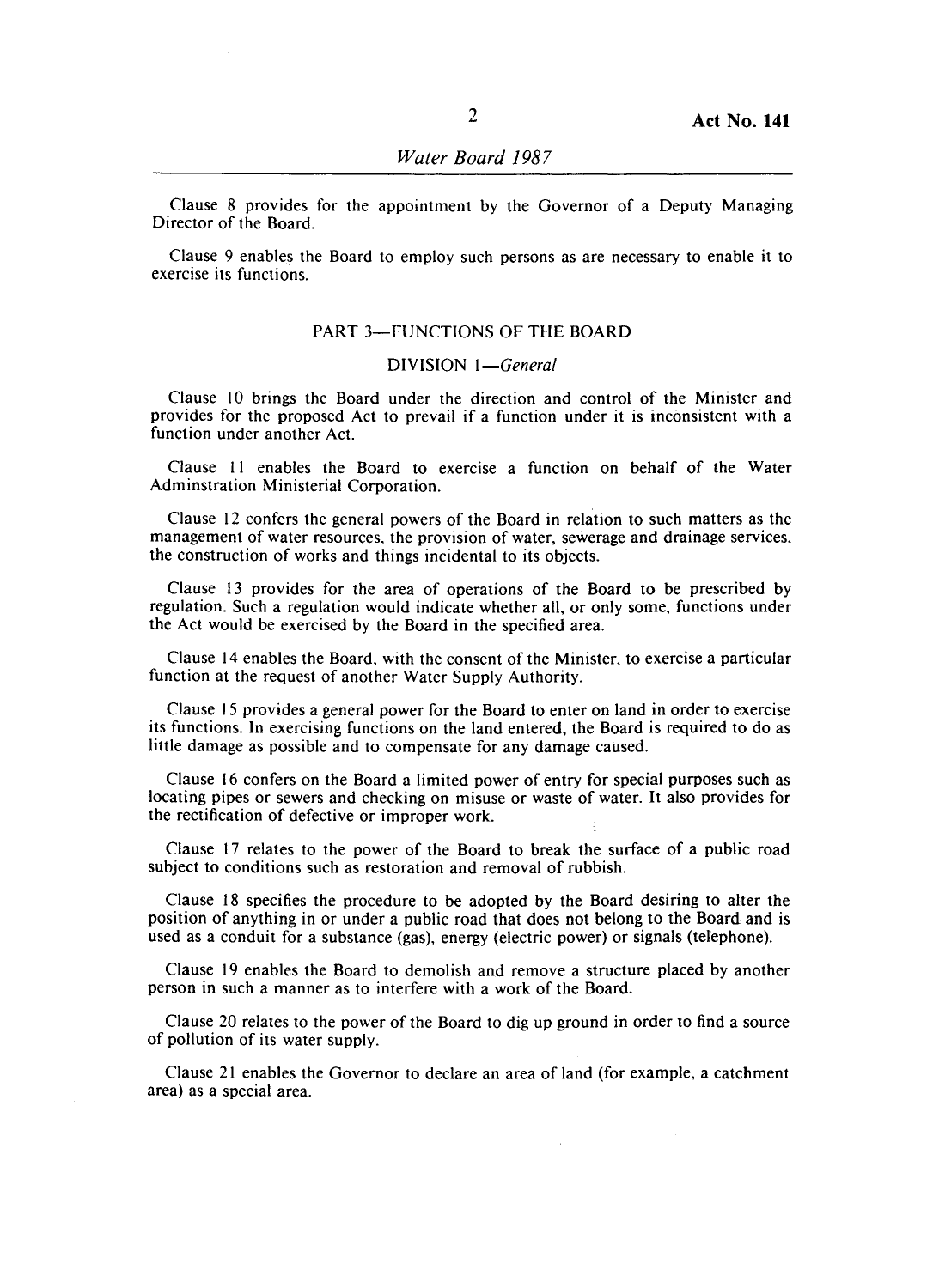Clause 8 provides for the appointment by the Governor of a Deputy Managing Director of the Board.

Clause 9 enables the Board to employ such persons as are necessary to enable it to exercise its functions.

## PART 3—FUNCTIONS OF THE BOARD

### DIVISION 1—*General*

Clause 10 brings the Board under the direction and control of the Minister and provides for the proposed Act to prevail if a function under it is inconsistent with a function under another Act.

Clause 11 enables the Board to exercise a function on behalf of the Water Adminstration Ministerial Corporation.

Clause 12 confers the general powers of the Board in relation to such matters as the management of water resources, the provision of water, sewerage and drainage services, the construction of works and things incidental to its objects.

Clause 13 provides for the area of operations of the Board to be prescribed by regulation. Such a regulation would indicate whether all, or only some, functions under the Act would be exercised by the Board in the specified area.

Clause 14 enables the Board, with the consent of the Minister, to exercise a particular function at the request of another Water Supply Authority.

Clause 15 provides a general power for the Board to enter on land in order to exercise its functions. In exercising functions on the land entered, the Board is required to do as little damage as possible and to compensate for any damage caused.

Clause 16 confers on the Board a limited power of entry for special purposes such as locating pipes or sewers and checking on misuse or waste of water. It also provides for the rectification of defective or improper work.

Clause 17 relates to the power of the Board to break the surface of a public road subject to conditions such as restoration and removal of rubbish.

Clause 18 specifies the procedure to be adopted by the Board desiring to alter the position of anything in or under a public road that does not belong to the Board and is used as a conduit for a substance (gas), energy (electric power) or signals (telephone).

Clause 19 enables the Board to demolish and remove a structure placed by another person in such a manner as to interfere with a work of the Board.

Clause 20 relates to the power of the Board to dig up ground in order to find a source of pollution of its water supply.

Clause 21 enables the Governor to declare an area of land (for example, a catchment area) as a special area.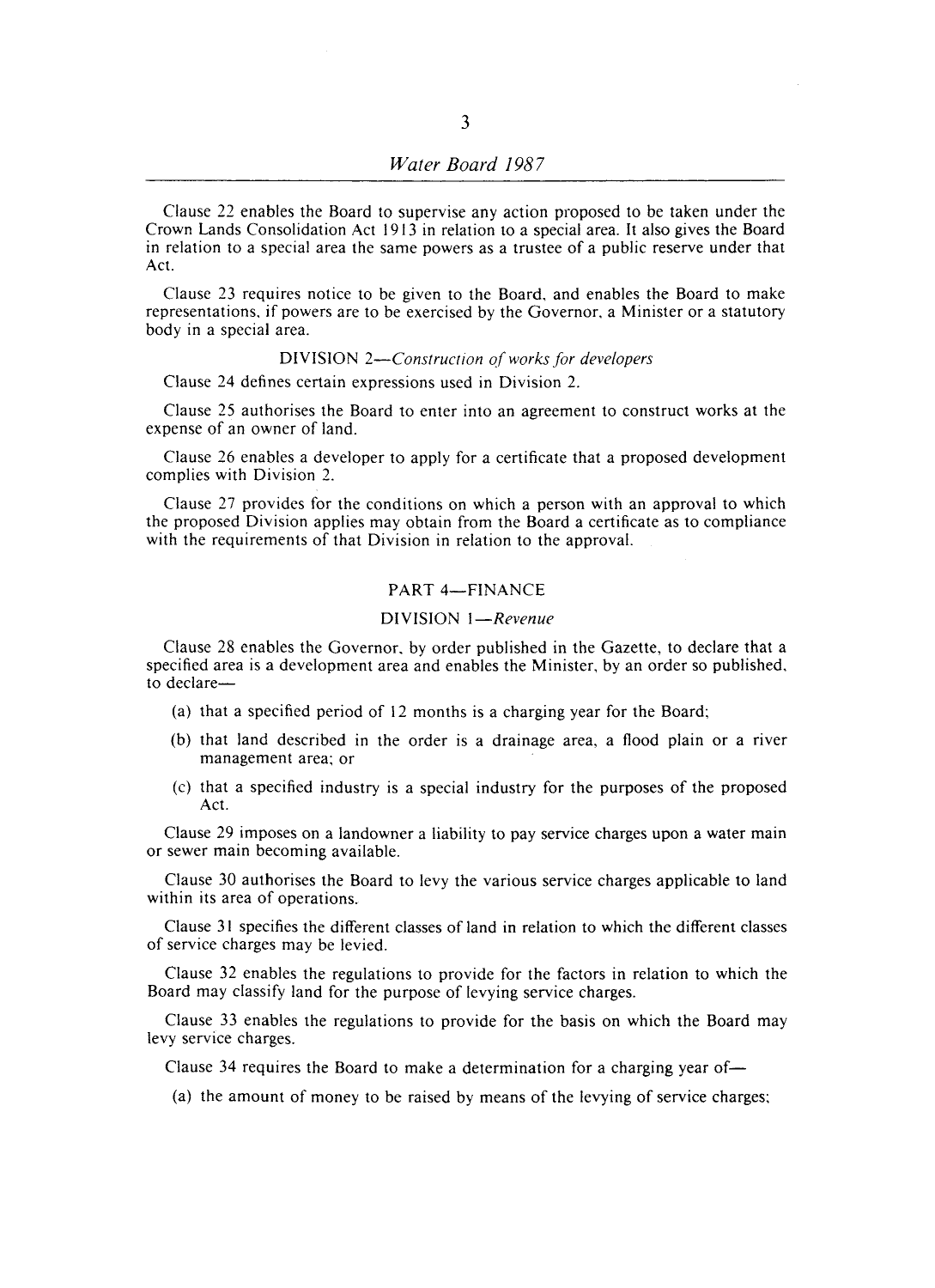Clause 22 enables the Board to supervise any action proposed to be taken under the Crown Lands Consolidation Act 1913 in relation to a special area. It also gives the Board in relation to a special area the same powers as a trustee of a public reserve under that Act.

Clause 23 requires notice to be given to the Board, and enables the Board to make representations, if powers are to be exercised by the Governor, a Minister or a statutory body in a special area.

### DIVISION 2—*Construction of works for developers*

Clause 24 defines certain expressions used in Division 2.

Clause 25 authorises the Board to enter into an agreement to construct works at the expense of an owner of land.

Clause 26 enables a developer to apply for a certificate that a proposed development complies with Division 2.

Clause 27 provides for the conditions on which a person with an approval to which the proposed Division applies may obtain from the Board a certificate as to compliance with the requirements of that Division in relation to the approval.

## PART 4—FINANCE

### DIVISION 1—*Revenue*

Clause 28 enables the Governor, by order published in the Gazette, to declare that a specified area is a development area and enables the Minister, by an order so published, to declare—

(a) that a specified period of 12 months is a charging year for the Board;

(b) that land described in the order is a drainage area, a flood plain or a river management area; or

(c) that a specified industry is a special industry for the purposes of the proposed Act.

Clause 29 imposes on a landowner a liability to pay service charges upon a water main or sewer main becoming available.

Clause 30 authorises the Board to levy the various service charges applicable to land within its area of operations.

Clause 31 specifies the different classes of land in relation to which the different classes of service charges may be levied.

Clause 32 enables the regulations to provide for the factors in relation to which the Board may classify land for the purpose of levying service charges.

Clause 33 enables the regulations to provide for the basis on which the Board may levy service charges.

Clause 34 requires the Board to make a determination for a charging year of—

(a) the amount of money to be raised by means of the levying of service charges;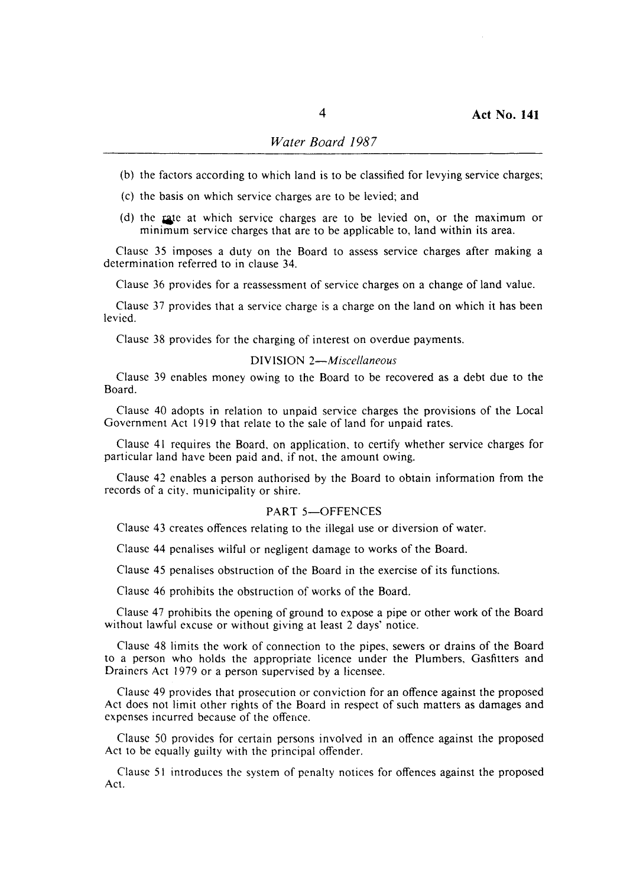(b) the factors according to which land is to be classified for levying service charges;

(c) the basis on which service charges are to be levied; and

(d) the rate at which service charges are to be levied on, or the maximum or minimum service charges that are to be applicable to, land within its area.

Clause 35 imposes a duty on the Board to assess service charges after making a determination referred to in clause 34.

Clause 36 provides for a reassessment of service charges on a change of land value.

Clause 37 provides that a service charge is a charge on the land on which it has been levied.

Clause 38 provides for the charging of interest on overdue payments.

DIVISION 2—*Miscellaneous*

Clause 39 enables money owing to the Board to be recovered as a debt due to the Board.

Clause 40 adopts in relation to unpaid service charges the provisions of the Local Government Act 1919 that relate to the sale of land for unpaid rates.

Clause 41 requires the Board, on application, to certify whether service charges for particular land have been paid and, if not, the amount owing.

Clause 42 enables a person authorised by the Board to obtain information from the records of a city, municipality or shire.

PART 5—OFFENCES

Clause 43 creates offences relating to the illegal use or diversion of water.

Clause 44 penalises wilful or negligent damage to works of the Board.

Clause 45 penalises obstruction of the Board in the exercise of its functions.

Clause 46 prohibits the obstruction of works of the Board.

Clause 47 prohibits the opening of ground to expose a pipe or other work of the Board without lawful excuse or without giving at least 2 days' notice.

Clause 48 limits the work of connection to the pipes, sewers or drains of the Board to a person who holds the appropriate licence under the Plumbers, Gasfitters and Drainers Act 1979 or a person supervised by a licensee.

Clause 49 provides that prosecution or conviction for an offence against the proposed Act does not limit other rights of the Board in respect of such matters as damages and expenses incurred because of the offence.

Clause 50 provides for certain persons involved in an offence against the proposed Act to be equally guilty with the principal offender.

Clause 51 introduces the system of penalty notices for offences against the proposed Act.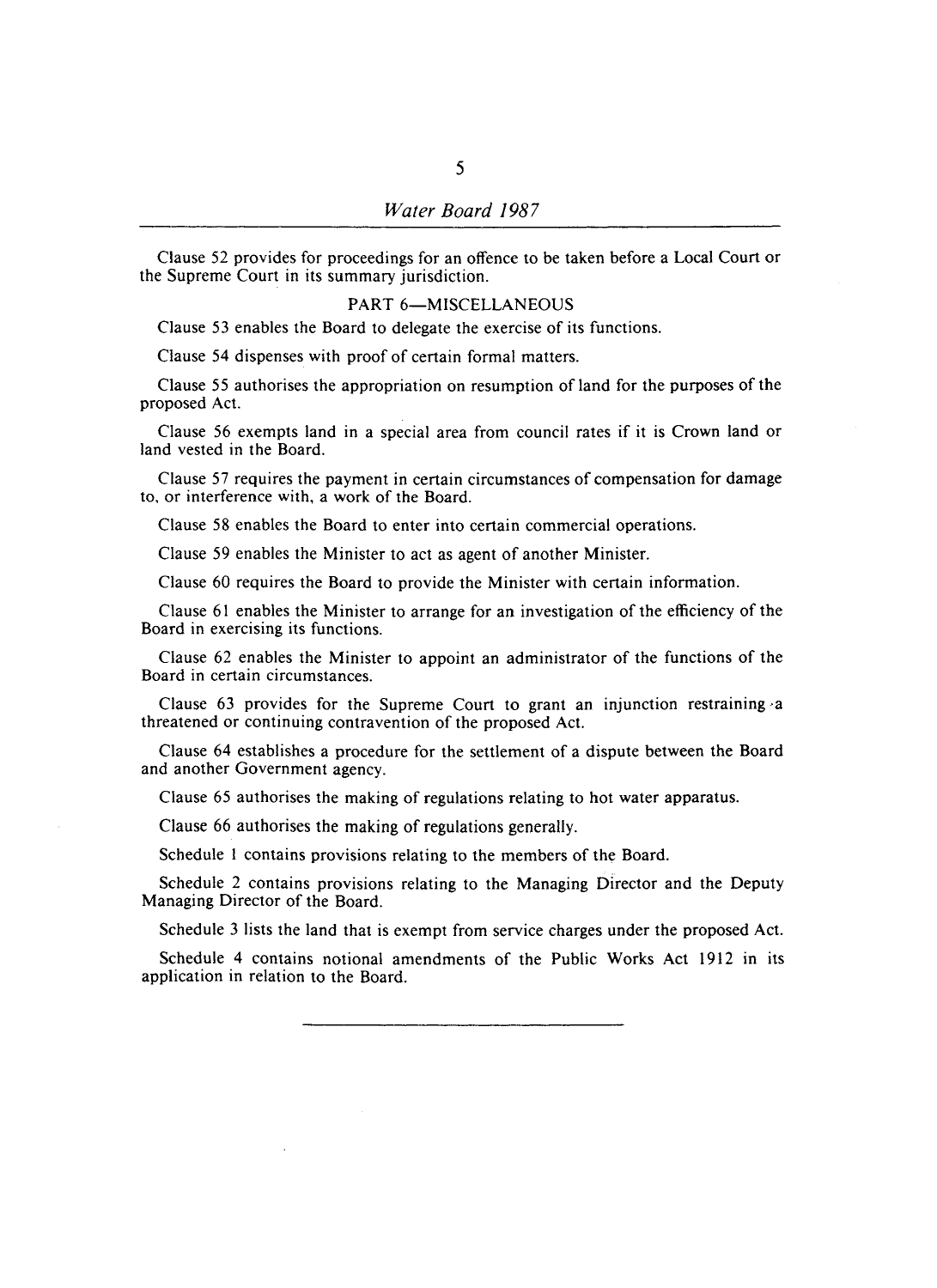Clause 52 provides for proceedings for an offence to be taken before a Local Court or the Supreme Court in its summary jurisdiction.

## PART 6—MISCELLANEOUS

Clause 53 enables the Board to delegate the exercise of its functions.

Clause 54 dispenses with proof of certain formal matters.

Clause 55 authorises the appropriation on resumption of land for the purposes of the proposed Act.

Clause 56 exempts land in a special area from council rates if it is Crown land or land vested in the Board.

Clause 57 requires the payment in certain circumstances of compensation for damage to, or interference with, a work of the Board.

Clause 58 enables the Board to enter into certain commercial operations.

Clause 59 enables the Minister to act as agent of another Minister.

Clause 60 requires the Board to provide the Minister with certain information.

Clause 61 enables the Minister to arrange for an investigation of the efficiency of the Board in exercising its functions.

Clause 62 enables the Minister to appoint an administrator of the functions of the Board in certain circumstances.

Clause 63 provides for the Supreme Court to grant an injunction restraining a threatened or continuing contravention of the proposed Act.

Clause 64 establishes a procedure for the settlement of a dispute between the Board and another Government agency.

Clause 65 authorises the making of regulations relating to hot water apparatus.

Clause 66 authorises the making of regulations generally.

Schedule 1 contains provisions relating to the members of the Board.

Schedule 2 contains provisions relating to the Managing Director and the Deputy Managing Director of the Board.

Schedule 3 lists the land that is exempt from service charges under the proposed Act.

Schedule 4 contains notional amendments of the Public Works Act 1912 in its application in relation to the Board.